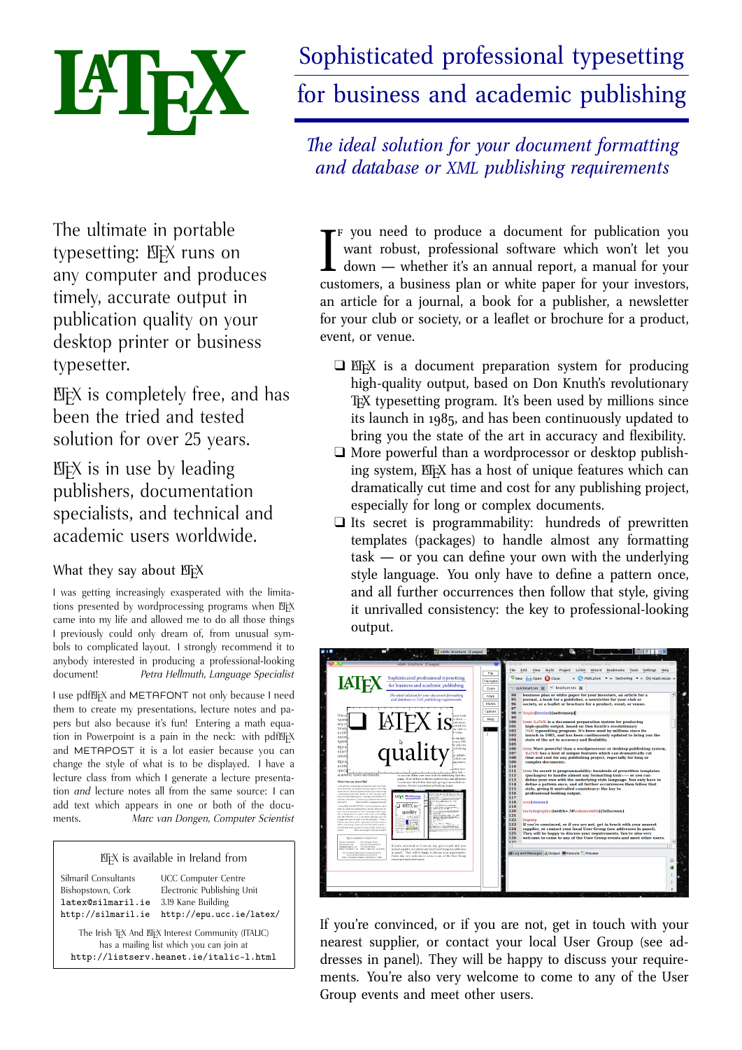# LaTeX

## Sophisticated professional typesetting for business and academic publishing

*The ideal solution for your document formatting and database or XML publishing requirements*

The ultimate in portable typesetting: LaTeX runs on any computer and produces timely, accurate output in publication quality on your desktop printer or business typesetter.

LaTeX is completely free, and has been the tried and tested solution for over 25 years.

LaTeX is in use by leading publishers, documentation specialists, and technical and academic users worldwide.

### What they say about LaTeX

I was getting increasingly exasperated with the limitations presented by wordprocessing programs when LaTeX came into my life and allowed me to do all those things I previously could only dream of, from unusual symbols to complicated layout. I strongly recommend it to anybody interested in producing a professional-looking document! *Petra Hellmuth, Language Specialist*

I use pdfLaTeX and METAFONT not only because I need them to create my presentations, lecture notes and papers but also because it's fun! Entering a math equation in Powerpoint is a pain in the neck: with pdfLaTeX and METAPOST it is a lot easier because you can change the style of what is to be displayed. I have a lecture class from which I generate a lecture presentation *and* lecture notes all from the same source: I can add text which appears in one or both of the documents. *Marc van Dongen, Computer Scientist*

LaTeX is available in Ireland from

| | |
|---|---|
| Silmaril Consultants | UCC Computer Centre |
| Bishopstown, Cork | Electronic Publishing Unit |
| `latex@silmaril.ie` | 3.19 Kane Building |
| `http://silmaril.ie` | `http://epu.ucc.ie/latex/` |

The Irish TeX And LaTeX Interest Community (ITALIC) has a mailing list which you can join at `http://listserv.heanet.ie/italic-l.html`

If you need to produce a document for publication you want robust, professional software which won't let you down — whether it's an annual report, a manual for your customers, a business plan or white paper for your investors, an article for a journal, a book for a publisher, a newsletter for your club or society, or a leaflet or brochure for a product, event, or venue.

- ❑ LaTeX is a document preparation system for producing high-quality output, based on Don Knuth's revolutionary TeX typesetting program. It's been used by millions since its launch in 1985, and has been continuously updated to bring you the state of the art in accuracy and flexibility.
- ❑ More powerful than a wordprocessor or desktop publishing system, LaTeX has a host of unique features which can dramatically cut time and cost for any publishing project, especially for long or complex documents.
- ❑ Its secret is programmability: hundreds of prewritten templates (packages) to handle almost any formatting task — or you can define your own with the underlying style language. You only have to define a pattern once, and all further occurrences then follow that style, giving it unrivalled consistency: the key to professional-looking output.

If you're convinced, or if you are not, get in touch with your nearest supplier, or contact your local User Group (see addresses in panel). They will be happy to discuss your requirements. You're also very welcome to come to any of the User Group events and meet other users.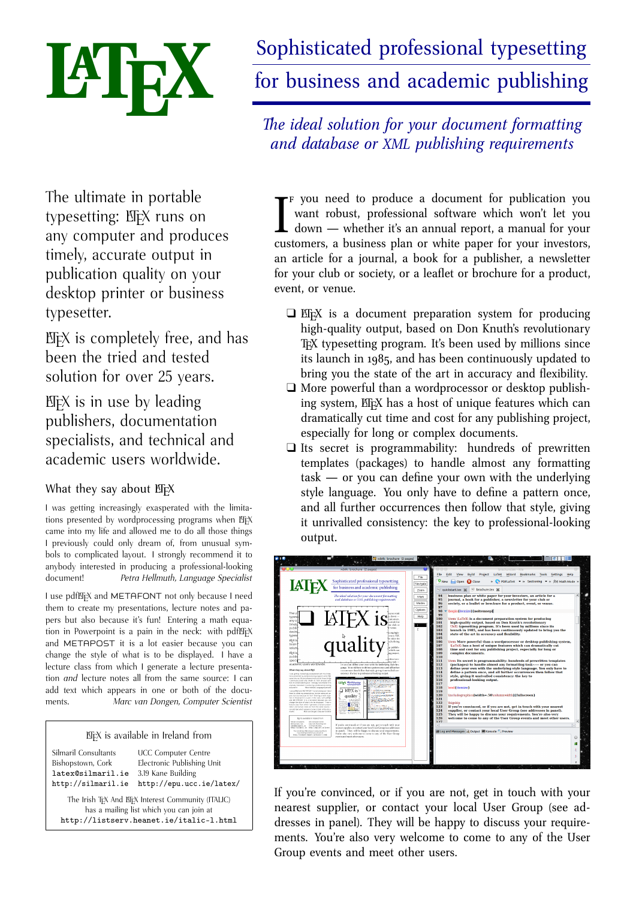# LaTeX

## Sophisticated professional typesetting for business and academic publishing

*The ideal solution for your document formatting and database or XML publishing requirements*

The ultimate in portable typesetting: LaTeX runs on any computer and produces timely, accurate output in publication quality on your desktop printer or business typesetter.

LaTeX is completely free, and has been the tried and tested solution for over 25 years.

LaTeX is in use by leading publishers, documentation specialists, and technical and academic users worldwide.

### What they say about LaTeX

I was getting increasingly exasperated with the limitations presented by wordprocessing programs when LaTeX came into my life and allowed me to do all those things I previously could only dream of, from unusual symbols to complicated layout. I strongly recommend it to anybody interested in producing a professional-looking document! *Petra Hellmuth, Language Specialist*

I use pdfLaTeX and METAFONT not only because I need them to create my presentations, lecture notes and papers but also because it's fun! Entering a math equation in Powerpoint is a pain in the neck: with pdfLaTeX and METAPOST it is a lot easier because you can change the style of what is to be displayed. I have a lecture class from which I generate a lecture presentation *and* lecture notes all from the same source: I can add text which appears in one or both of the documents. *Marc van Dongen, Computer Scientist*

LaTeX is available in Ireland from

| | |
|---|---|
| Silmaril Consultants | UCC Computer Centre |
| Bishopstown, Cork | Electronic Publishing Unit |
| `latex@silmaril.ie` | 3.19 Kane Building |
| `http://silmaril.ie` | `http://epu.ucc.ie/latex/` |

The Irish TeX And LaTeX Interest Community (ITALIC) has a mailing list which you can join at `http://listserv.heanet.ie/italic-l.html`

If you need to produce a document for publication you want robust, professional software which won't let you down — whether it's an annual report, a manual for your customers, a business plan or white paper for your investors, an article for a journal, a book for a publisher, a newsletter for your club or society, or a leaflet or brochure for a product, event, or venue.

- ❑ LaTeX is a document preparation system for producing high-quality output, based on Don Knuth's revolutionary TeX typesetting program. It's been used by millions since its launch in 1985, and has been continuously updated to bring you the state of the art in accuracy and flexibility.
- ❑ More powerful than a wordprocessor or desktop publishing system, LaTeX has a host of unique features which can dramatically cut time and cost for any publishing project, especially for long or complex documents.
- ❑ Its secret is programmability: hundreds of prewritten templates (packages) to handle almost any formatting task — or you can define your own with the underlying style language. You only have to define a pattern once, and all further occurrences then follow that style, giving it unrivalled consistency: the key to professional-looking output.

If you're convinced, or if you are not, get in touch with your nearest supplier, or contact your local User Group (see addresses in panel). They will be happy to discuss your requirements. You're also very welcome to come to any of the User Group events and meet other users.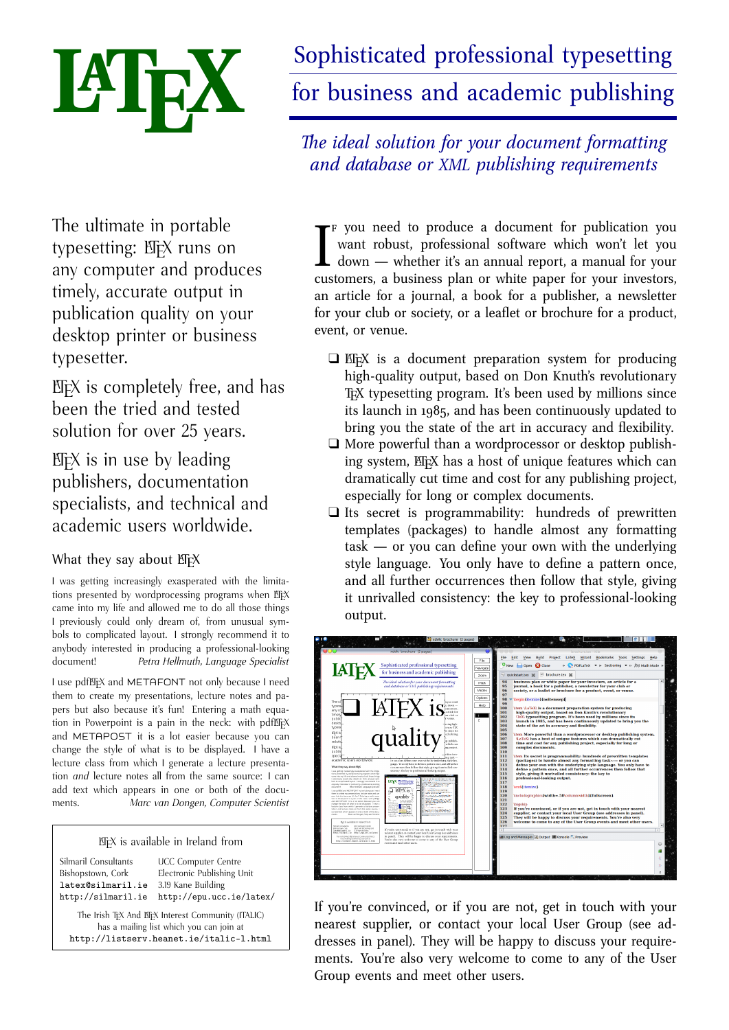# LaTeX

## Sophisticated professional typesetting for business and academic publishing

*The ideal solution for your document formatting and database or XML publishing requirements*

The ultimate in portable typesetting: LaTeX runs on any computer and produces timely, accurate output in publication quality on your desktop printer or business typesetter.

LaTeX is completely free, and has been the tried and tested solution for over 25 years.

LaTeX is in use by leading publishers, documentation specialists, and technical and academic users worldwide.

### What they say about LaTeX

I was getting increasingly exasperated with the limitations presented by wordprocessing programs when LaTeX came into my life and allowed me to do all those things I previously could only dream of, from unusual symbols to complicated layout. I strongly recommend it to anybody interested in producing a professional-looking document! *Petra Hellmuth, Language Specialist*

I use pdfLaTeX and METAFONT not only because I need them to create my presentations, lecture notes and papers but also because it's fun! Entering a math equation in Powerpoint is a pain in the neck: with pdfLaTeX and METAPOST it is a lot easier because you can change the style of what is to be displayed. I have a lecture class from which I generate a lecture presentation *and* lecture notes all from the same source: I can add text which appears in one or both of the documents. *Marc van Dongen, Computer Scientist*

---

LaTeX is available in Ireland from

| | |
|---|---|
| Silmaril Consultants | UCC Computer Centre |
| Bishopstown, Cork | Electronic Publishing Unit |
| `latex@silmaril.ie` | 3.19 Kane Building |
| `http://silmaril.ie` | `http://epu.ucc.ie/latex/` |

The Irish TeX And LaTeX Interest Community (ITALIC) has a mailing list which you can join at `http://listserv.heanet.ie/italic-l.html`

---

If you need to produce a document for publication you want robust, professional software which won't let you down — whether it's an annual report, a manual for your customers, a business plan or white paper for your investors, an article for a journal, a book for a publisher, a newsletter for your club or society, or a leaflet or brochure for a product, event, or venue.

- ❑ LaTeX is a document preparation system for producing high-quality output, based on Don Knuth's revolutionary TeX typesetting program. It's been used by millions since its launch in 1985, and has been continuously updated to bring you the state of the art in accuracy and flexibility.
- ❑ More powerful than a wordprocessor or desktop publishing system, LaTeX has a host of unique features which can dramatically cut time and cost for any publishing project, especially for long or complex documents.
- ❑ Its secret is programmability: hundreds of prewritten templates (packages) to handle almost any formatting task — or you can define your own with the underlying style language. You only have to define a pattern once, and all further occurrences then follow that style, giving it unrivalled consistency: the key to professional-looking output.

If you're convinced, or if you are not, get in touch with your nearest supplier, or contact your local User Group (see addresses in panel). They will be happy to discuss your requirements. You're also very welcome to come to any of the User Group events and meet other users.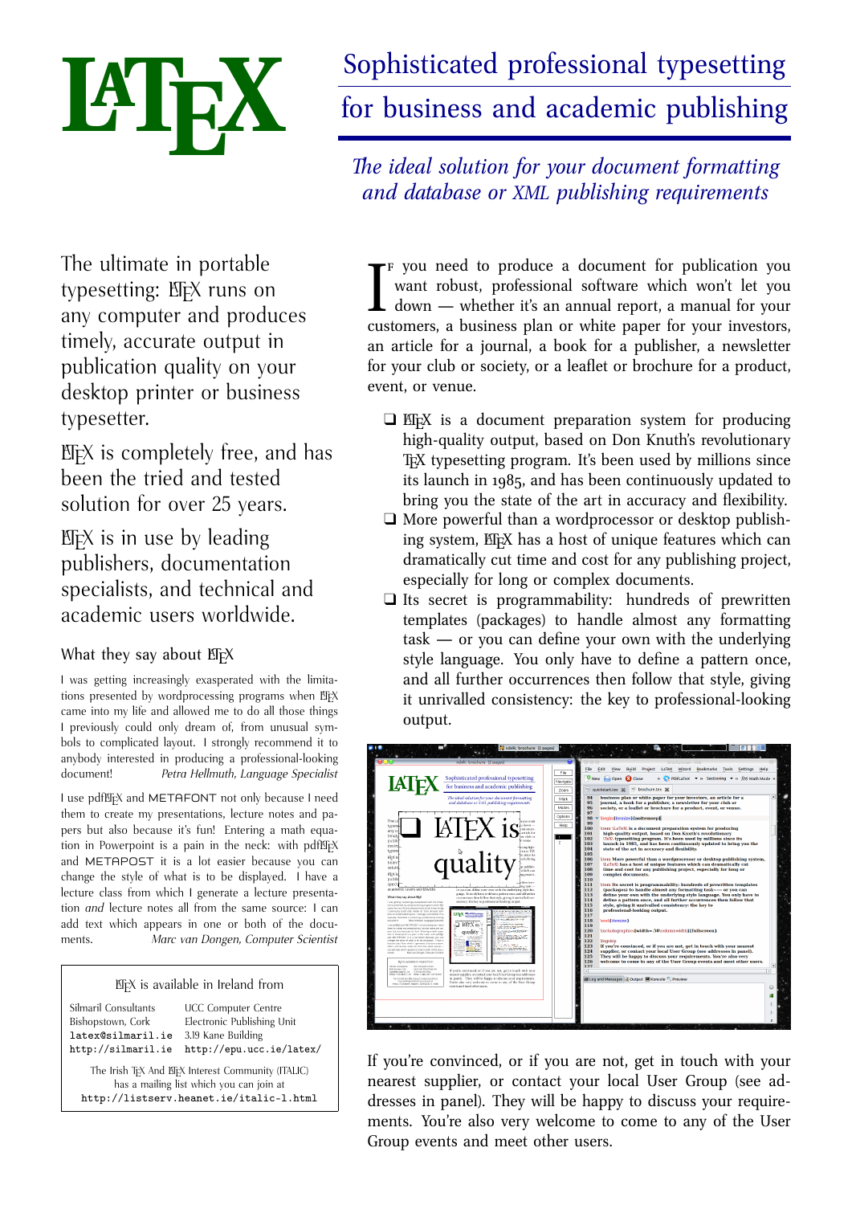# LaTeX

## Sophisticated professional typesetting for business and academic publishing

*The ideal solution for your document formatting and database or XML publishing requirements*

The ultimate in portable typesetting: LaTeX runs on any computer and produces timely, accurate output in publication quality on your desktop printer or business typesetter.

LaTeX is completely free, and has been the tried and tested solution for over 25 years.

LaTeX is in use by leading publishers, documentation specialists, and technical and academic users worldwide.

### What they say about LaTeX

I was getting increasingly exasperated with the limitations presented by wordprocessing programs when LaTeX came into my life and allowed me to do all those things I previously could only dream of, from unusual symbols to complicated layout. I strongly recommend it to anybody interested in producing a professional-looking document! *Petra Hellmuth, Language Specialist*

I use pdfLaTeX and METAFONT not only because I need them to create my presentations, lecture notes and papers but also because it's fun! Entering a math equation in Powerpoint is a pain in the neck: with pdfLaTeX and METAPOST it is a lot easier because you can change the style of what is to be displayed. I have a lecture class from which I generate a lecture presentation *and* lecture notes all from the same source: I can add text which appears in one or both of the documents. *Marc van Dongen, Computer Scientist*

LaTeX is available in Ireland from

| | |
|---|---|
| Silmaril Consultants | UCC Computer Centre |
| Bishopstown, Cork | Electronic Publishing Unit |
| `latex@silmaril.ie` | 3.19 Kane Building |
| `http://silmaril.ie` | `http://epu.ucc.ie/latex/` |

The Irish TeX And LaTeX Interest Community (ITALIC) has a mailing list which you can join at `http://listserv.heanet.ie/italic-l.html`

If you need to produce a document for publication you want robust, professional software which won't let you down — whether it's an annual report, a manual for your customers, a business plan or white paper for your investors, an article for a journal, a book for a publisher, a newsletter for your club or society, or a leaflet or brochure for a product, event, or venue.

- ❑ LaTeX is a document preparation system for producing high-quality output, based on Don Knuth's revolutionary TeX typesetting program. It's been used by millions since its launch in 1985, and has been continuously updated to bring you the state of the art in accuracy and flexibility.
- ❑ More powerful than a wordprocessor or desktop publishing system, LaTeX has a host of unique features which can dramatically cut time and cost for any publishing project, especially for long or complex documents.
- ❑ Its secret is programmability: hundreds of prewritten templates (packages) to handle almost any formatting task — or you can define your own with the underlying style language. You only have to define a pattern once, and all further occurrences then follow that style, giving it unrivalled consistency: the key to professional-looking output.

If you're convinced, or if you are not, get in touch with your nearest supplier, or contact your local User Group (see addresses in panel). They will be happy to discuss your requirements. You're also very welcome to come to any of the User Group events and meet other users.